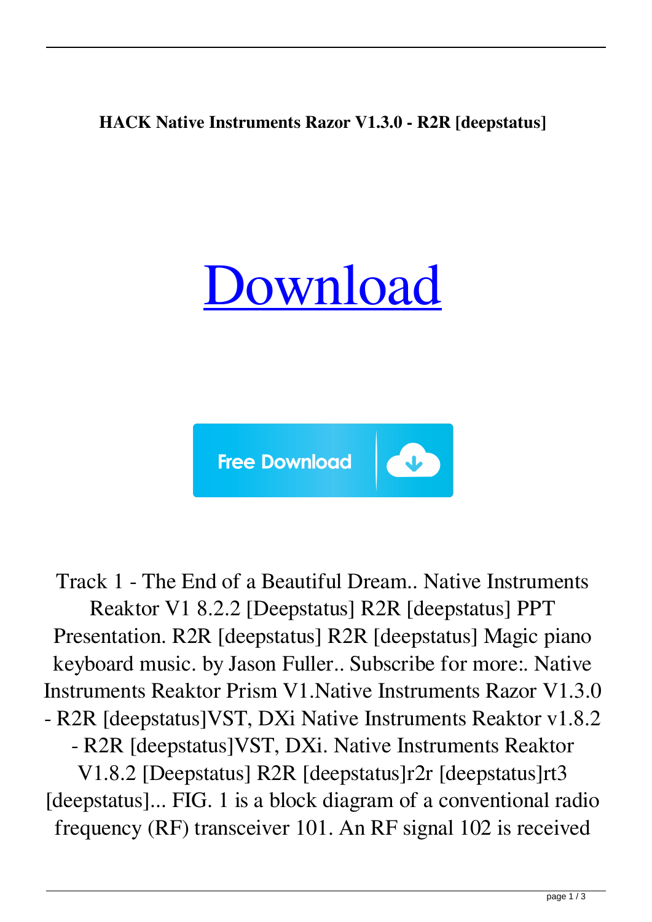**HACK Native Instruments Razor V1.3.0 - R2R [deepstatus]**

[Download]

Free Download

Track 1 - The End of a Beautiful Dream.. Native Instruments Reaktor V1 8.2.2 [Deepstatus] R2R [deepstatus] PPT Presentation. R2R [deepstatus] R2R [deepstatus] Magic piano keyboard music. by Jason Fuller.. Subscribe for more:. Native Instruments Reaktor Prism V1.Native Instruments Razor V1.3.0 - R2R [deepstatus]VST, DXi Native Instruments Reaktor v1.8.2 - R2R [deepstatus]VST, DXi. Native Instruments Reaktor V1.8.2 [Deepstatus] R2R [deepstatus]r2r [deepstatus]rt3 [deepstatus]... FIG. 1 is a block diagram of a conventional radio frequency (RF) transceiver 101. An RF signal 102 is received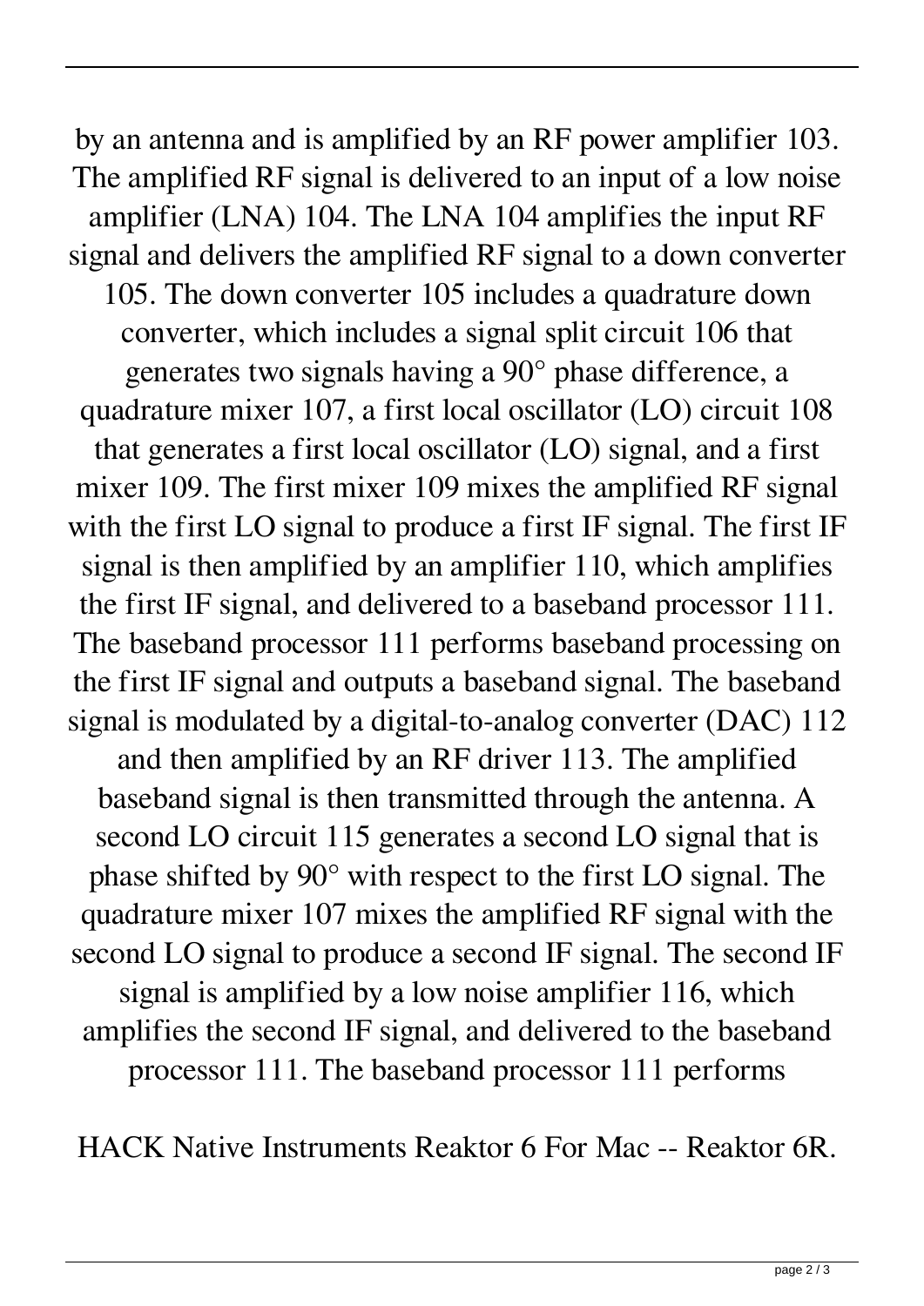by an antenna and is amplified by an RF power amplifier 103. The amplified RF signal is delivered to an input of a low noise amplifier (LNA) 104. The LNA 104 amplifies the input RF signal and delivers the amplified RF signal to a down converter 105. The down converter 105 includes a quadrature down converter, which includes a signal split circuit 106 that generates two signals having a 90° phase difference, a quadrature mixer 107, a first local oscillator (LO) circuit 108 that generates a first local oscillator (LO) signal, and a first mixer 109. The first mixer 109 mixes the amplified RF signal with the first LO signal to produce a first IF signal. The first IF signal is then amplified by an amplifier 110, which amplifies the first IF signal, and delivered to a baseband processor 111. The baseband processor 111 performs baseband processing on the first IF signal and outputs a baseband signal. The baseband signal is modulated by a digital-to-analog converter (DAC) 112 and then amplified by an RF driver 113. The amplified baseband signal is then transmitted through the antenna. A second LO circuit 115 generates a second LO signal that is phase shifted by 90° with respect to the first LO signal. The quadrature mixer 107 mixes the amplified RF signal with the second LO signal to produce a second IF signal. The second IF signal is amplified by a low noise amplifier 116, which amplifies the second IF signal, and delivered to the baseband processor 111. The baseband processor 111 performs

HACK Native Instruments Reaktor 6 For Mac -- Reaktor 6R.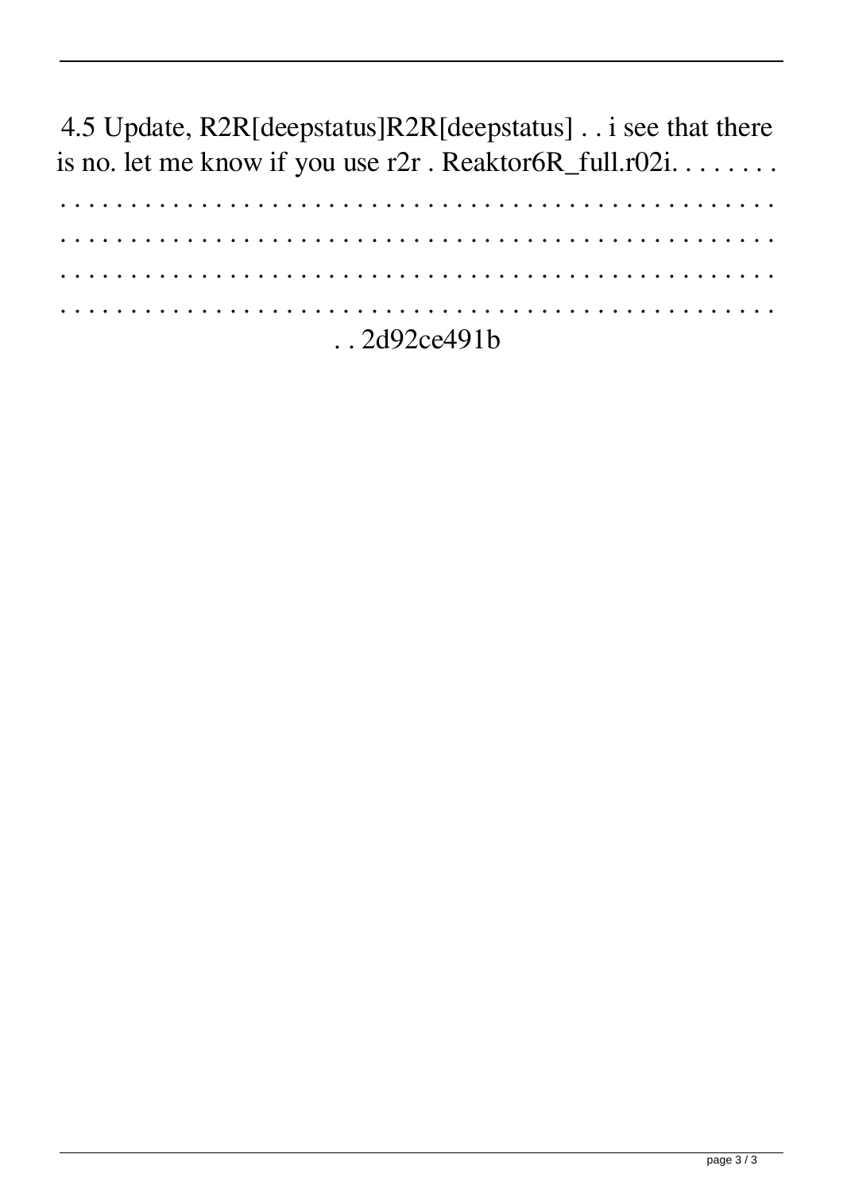4.5 Update, R2R[deepstatus]R2R[deepstatus] . . i see that there is no. let me know if you use r2r . Reaktor6R_full.r02i. . . . . . . . . . . . . . . . . . . . . . . . . . . . . . . . . . . . . . . . . . . . . . . . . . . . . . . . . . . . . . . . . . . . . . . . . . . . . . . . . . . . . . . . . . . . . . . . . . . . . . . . . . . . . . . . . . . . . . . . . . . . . . . . . . . . . . . . . . . . . . . . . . . . . . . . . . . . . . . . . . . . . . . . . . . . . . . . . . . . . . . . . . . . . . . . . . . . . . . . . . . . . . . . . . . . . . . . . . . . 2d92ce491b